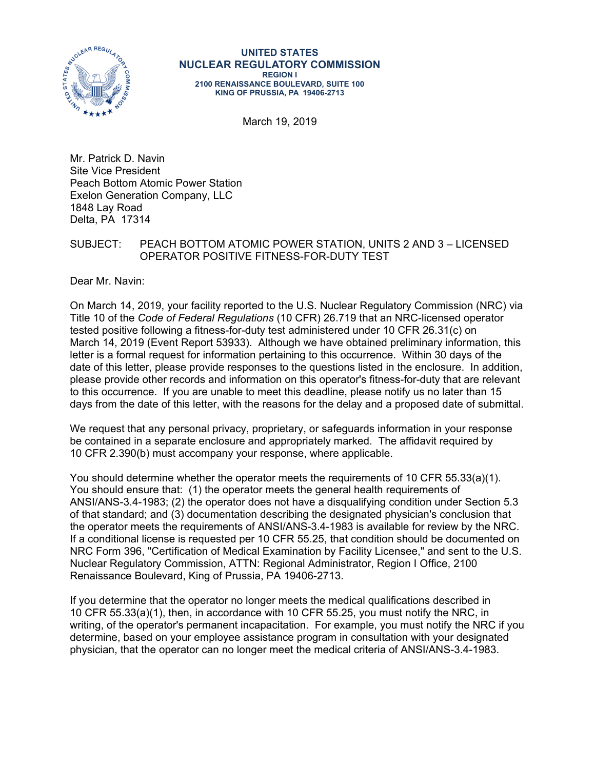**UNITED STATES**
**NUCLEAR REGULATORY COMMISSION**
**REGION I**
**2100 RENAISSANCE BOULEVARD, SUITE 100**
**KING OF PRUSSIA, PA 19406-2713**

March 19, 2019

Mr. Patrick D. Navin
Site Vice President
Peach Bottom Atomic Power Station
Exelon Generation Company, LLC
1848 Lay Road
Delta, PA 17314

SUBJECT: PEACH BOTTOM ATOMIC POWER STATION, UNITS 2 AND 3 – LICENSED OPERATOR POSITIVE FITNESS-FOR-DUTY TEST

Dear Mr. Navin:

On March 14, 2019, your facility reported to the U.S. Nuclear Regulatory Commission (NRC) via Title 10 of the *Code of Federal Regulations* (10 CFR) 26.719 that an NRC-licensed operator tested positive following a fitness-for-duty test administered under 10 CFR 26.31(c) on March 14, 2019 (Event Report 53933). Although we have obtained preliminary information, this letter is a formal request for information pertaining to this occurrence. Within 30 days of the date of this letter, please provide responses to the questions listed in the enclosure. In addition, please provide other records and information on this operator's fitness-for-duty that are relevant to this occurrence. If you are unable to meet this deadline, please notify us no later than 15 days from the date of this letter, with the reasons for the delay and a proposed date of submittal.

We request that any personal privacy, proprietary, or safeguards information in your response be contained in a separate enclosure and appropriately marked. The affidavit required by 10 CFR 2.390(b) must accompany your response, where applicable.

You should determine whether the operator meets the requirements of 10 CFR 55.33(a)(1). You should ensure that: (1) the operator meets the general health requirements of ANSI/ANS-3.4-1983; (2) the operator does not have a disqualifying condition under Section 5.3 of that standard; and (3) documentation describing the designated physician's conclusion that the operator meets the requirements of ANSI/ANS-3.4-1983 is available for review by the NRC. If a conditional license is requested per 10 CFR 55.25, that condition should be documented on NRC Form 396, "Certification of Medical Examination by Facility Licensee," and sent to the U.S. Nuclear Regulatory Commission, ATTN: Regional Administrator, Region I Office, 2100 Renaissance Boulevard, King of Prussia, PA 19406-2713.

If you determine that the operator no longer meets the medical qualifications described in 10 CFR 55.33(a)(1), then, in accordance with 10 CFR 55.25, you must notify the NRC, in writing, of the operator's permanent incapacitation. For example, you must notify the NRC if you determine, based on your employee assistance program in consultation with your designated physician, that the operator can no longer meet the medical criteria of ANSI/ANS-3.4-1983.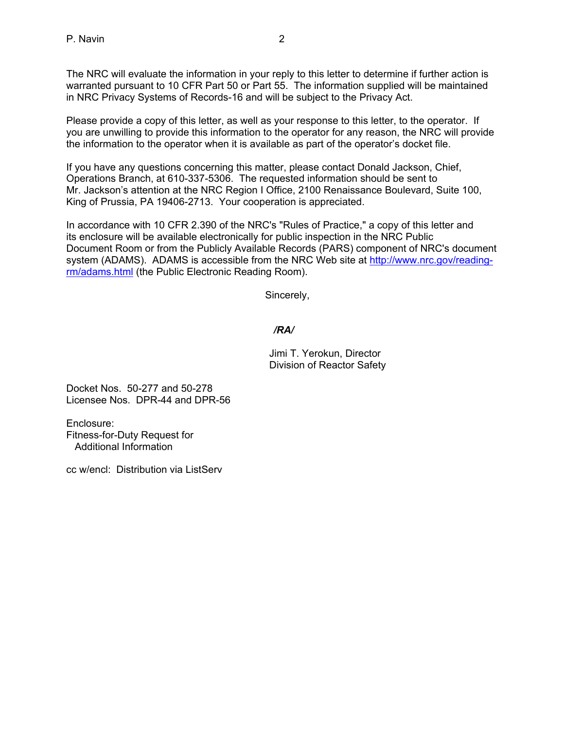The NRC will evaluate the information in your reply to this letter to determine if further action is warranted pursuant to 10 CFR Part 50 or Part 55. The information supplied will be maintained in NRC Privacy Systems of Records-16 and will be subject to the Privacy Act.

Please provide a copy of this letter, as well as your response to this letter, to the operator. If you are unwilling to provide this information to the operator for any reason, the NRC will provide the information to the operator when it is available as part of the operator's docket file.

If you have any questions concerning this matter, please contact Donald Jackson, Chief, Operations Branch, at 610-337-5306. The requested information should be sent to Mr. Jackson's attention at the NRC Region I Office, 2100 Renaissance Boulevard, Suite 100, King of Prussia, PA 19406-2713. Your cooperation is appreciated.

In accordance with 10 CFR 2.390 of the NRC's "Rules of Practice," a copy of this letter and its enclosure will be available electronically for public inspection in the NRC Public Document Room or from the Publicly Available Records (PARS) component of NRC's document system (ADAMS). ADAMS is accessible from the NRC Web site at http://www.nrc.gov/reading-rm/adams.html (the Public Electronic Reading Room).

Sincerely,

*/RA/*

Jimi T. Yerokun, Director
Division of Reactor Safety

Docket Nos. 50-277 and 50-278
Licensee Nos. DPR-44 and DPR-56

Enclosure:
Fitness-for-Duty Request for
Additional Information

cc w/encl: Distribution via ListServ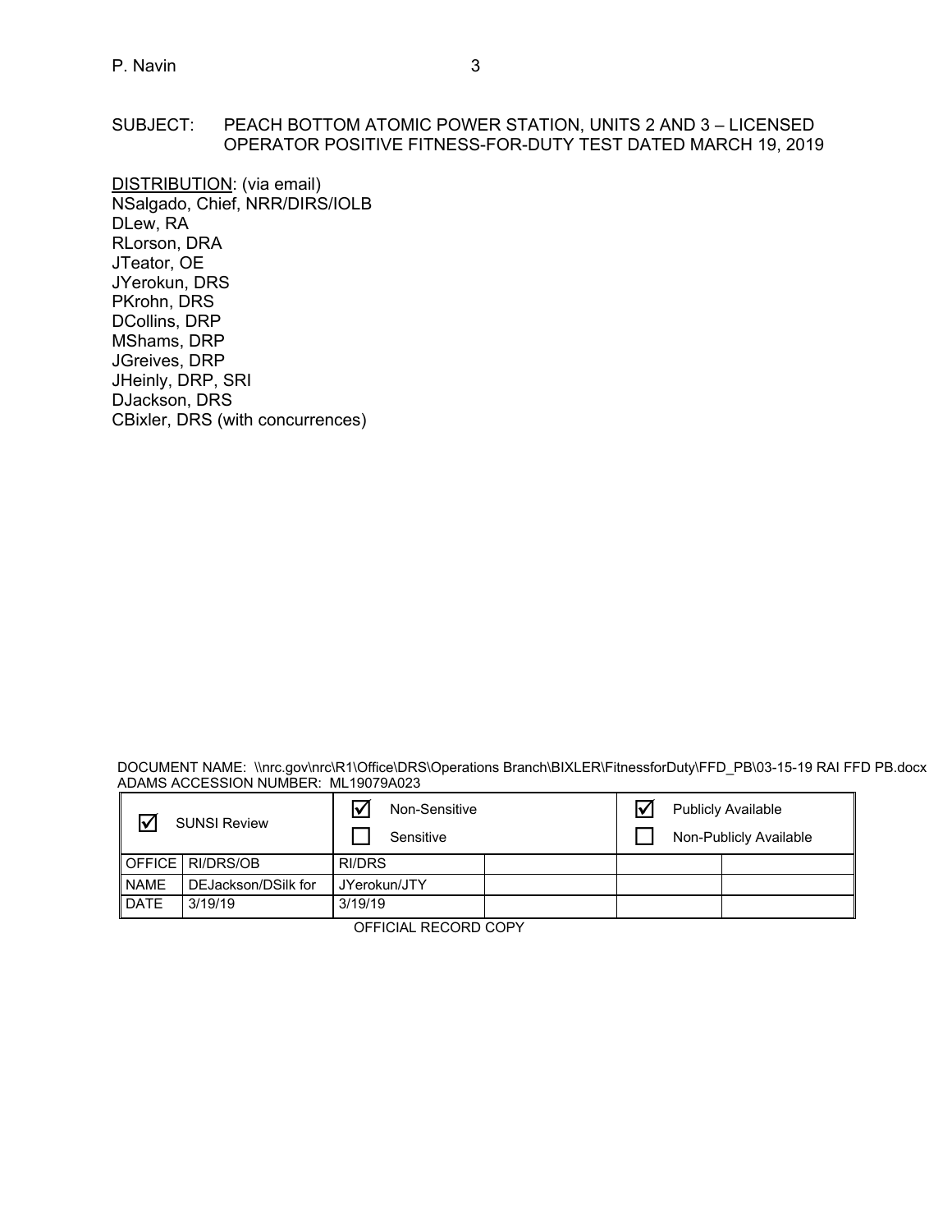SUBJECT: PEACH BOTTOM ATOMIC POWER STATION, UNITS 2 AND 3 – LICENSED OPERATOR POSITIVE FITNESS-FOR-DUTY TEST DATED MARCH 19, 2019

DISTRIBUTION: (via email)
NSalgado, Chief, NRR/DIRS/IOLB
DLew, RA
RLorson, DRA
JTeator, OE
JYerokun, DRS
PKrohn, DRS
DCollins, DRP
MShams, DRP
JGreives, DRP
JHeinly, DRP, SRI
DJackson, DRS
CBixler, DRS (with concurrences)

DOCUMENT NAME: \\nrc.gov\nrc\R1\Office\DRS\Operations Branch\BIXLER\FitnessforDuty\FFD_PB\03-15-19 RAI FFD PB.docx
ADAMS ACCESSION NUMBER: ML19079A023

| ☑ SUNSI Review | | ☑ Non-Sensitive ☐ Sensitive | | ☑ Publicly Available ☐ Non-Publicly Available | |
|---|---|---|---|---|---|
| OFFICE | RI/DRS/OB | RI/DRS | | | |
| NAME | DEJackson/DSilk for | JYerokun/JTY | | | |
| DATE | 3/19/19 | 3/19/19 | | | |

OFFICIAL RECORD COPY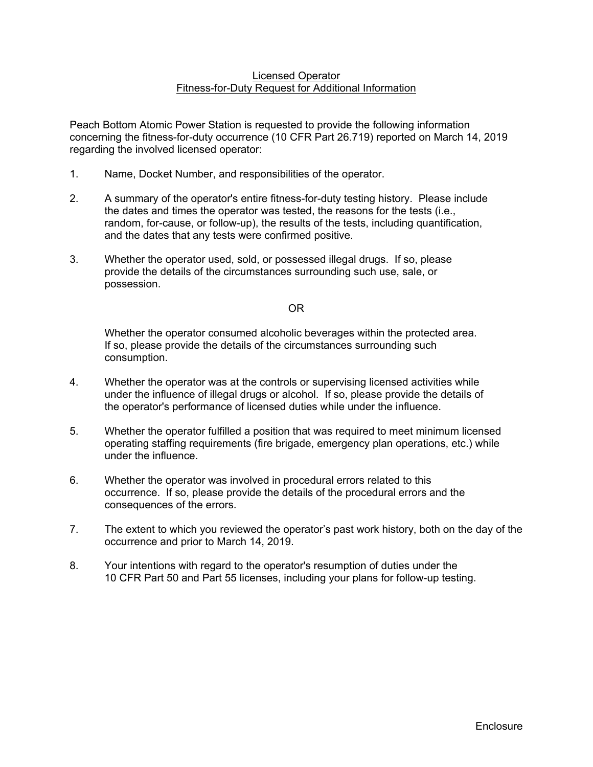# Licensed Operator
## Fitness-for-Duty Request for Additional Information

Peach Bottom Atomic Power Station is requested to provide the following information concerning the fitness-for-duty occurrence (10 CFR Part 26.719) reported on March 14, 2019 regarding the involved licensed operator:

1. Name, Docket Number, and responsibilities of the operator.

2. A summary of the operator's entire fitness-for-duty testing history. Please include the dates and times the operator was tested, the reasons for the tests (i.e., random, for-cause, or follow-up), the results of the tests, including quantification, and the dates that any tests were confirmed positive.

3. Whether the operator used, sold, or possessed illegal drugs. If so, please provide the details of the circumstances surrounding such use, sale, or possession.

   OR

   Whether the operator consumed alcoholic beverages within the protected area. If so, please provide the details of the circumstances surrounding such consumption.

4. Whether the operator was at the controls or supervising licensed activities while under the influence of illegal drugs or alcohol. If so, please provide the details of the operator's performance of licensed duties while under the influence.

5. Whether the operator fulfilled a position that was required to meet minimum licensed operating staffing requirements (fire brigade, emergency plan operations, etc.) while under the influence.

6. Whether the operator was involved in procedural errors related to this occurrence. If so, please provide the details of the procedural errors and the consequences of the errors.

7. The extent to which you reviewed the operator's past work history, both on the day of the occurrence and prior to March 14, 2019.

8. Your intentions with regard to the operator's resumption of duties under the 10 CFR Part 50 and Part 55 licenses, including your plans for follow-up testing.

Enclosure